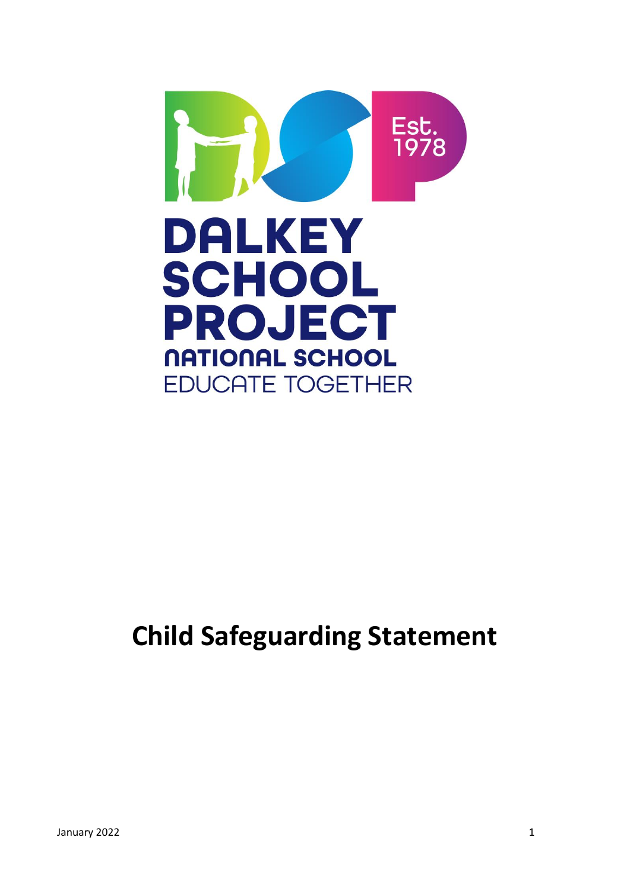DALKEY SCHOOL PROJECT

NATIONAL SCHOOL

EDUCATE TOGETHER

Est. 1978

# Child Safeguarding Statement

January 2022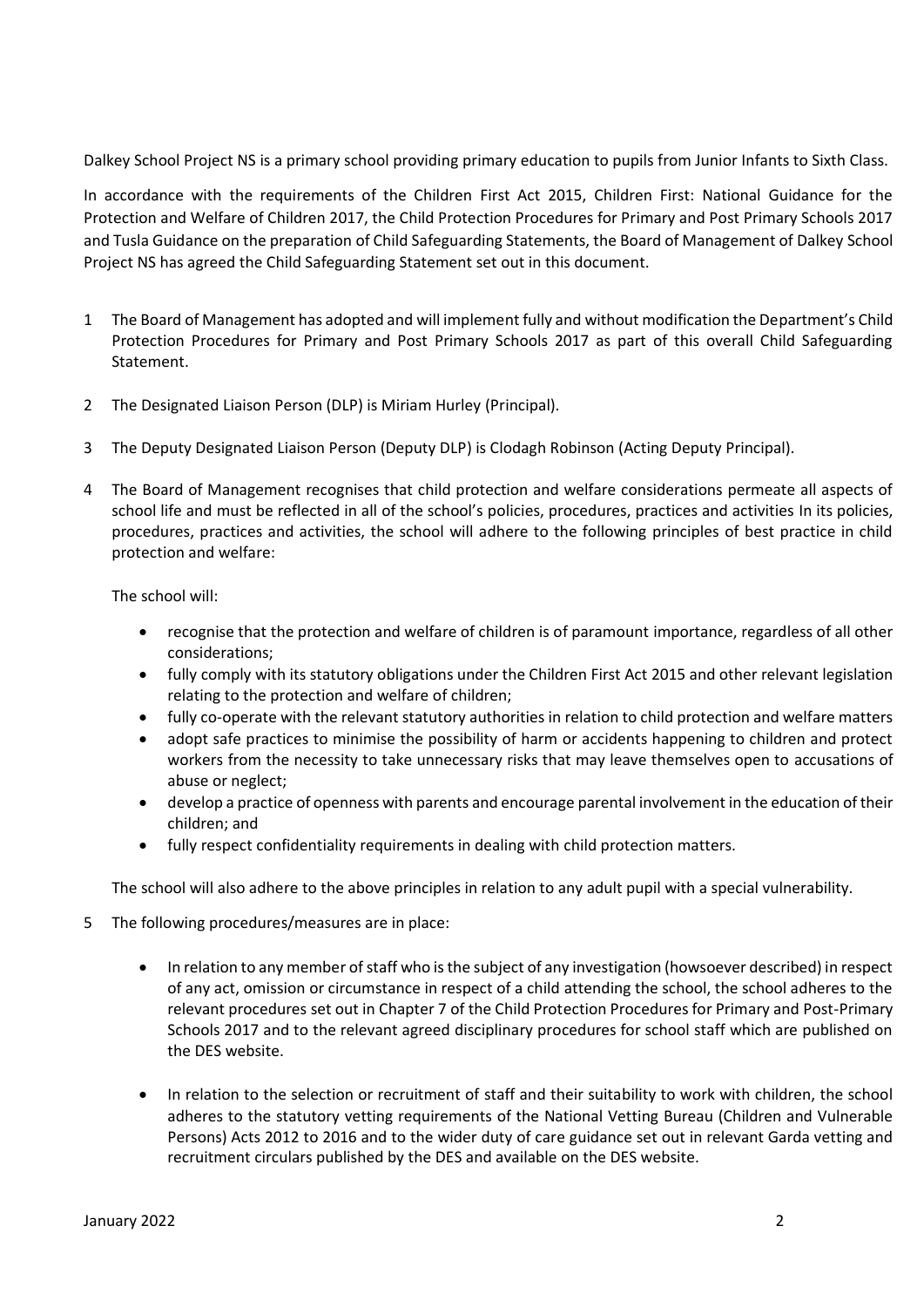Dalkey School Project NS is a primary school providing primary education to pupils from Junior Infants to Sixth Class.

In accordance with the requirements of the Children First Act 2015, Children First: National Guidance for the Protection and Welfare of Children 2017, the Child Protection Procedures for Primary and Post Primary Schools 2017 and Tusla Guidance on the preparation of Child Safeguarding Statements, the Board of Management of Dalkey School Project NS has agreed the Child Safeguarding Statement set out in this document.

1. The Board of Management has adopted and will implement fully and without modification the Department's Child Protection Procedures for Primary and Post Primary Schools 2017 as part of this overall Child Safeguarding Statement.

2. The Designated Liaison Person (DLP) is Miriam Hurley (Principal).

3. The Deputy Designated Liaison Person (Deputy DLP) is Clodagh Robinson (Acting Deputy Principal).

4. The Board of Management recognises that child protection and welfare considerations permeate all aspects of school life and must be reflected in all of the school's policies, procedures, practices and activities In its policies, procedures, practices and activities, the school will adhere to the following principles of best practice in child protection and welfare:

   The school will:

   - recognise that the protection and welfare of children is of paramount importance, regardless of all other considerations;
   - fully comply with its statutory obligations under the Children First Act 2015 and other relevant legislation relating to the protection and welfare of children;
   - fully co-operate with the relevant statutory authorities in relation to child protection and welfare matters
   - adopt safe practices to minimise the possibility of harm or accidents happening to children and protect workers from the necessity to take unnecessary risks that may leave themselves open to accusations of abuse or neglect;
   - develop a practice of openness with parents and encourage parental involvement in the education of their children; and
   - fully respect confidentiality requirements in dealing with child protection matters.

   The school will also adhere to the above principles in relation to any adult pupil with a special vulnerability.

5. The following procedures/measures are in place:

   - In relation to any member of staff who is the subject of any investigation (howsoever described) in respect of any act, omission or circumstance in respect of a child attending the school, the school adheres to the relevant procedures set out in Chapter 7 of the Child Protection Procedures for Primary and Post-Primary Schools 2017 and to the relevant agreed disciplinary procedures for school staff which are published on the DES website.

   - In relation to the selection or recruitment of staff and their suitability to work with children, the school adheres to the statutory vetting requirements of the National Vetting Bureau (Children and Vulnerable Persons) Acts 2012 to 2016 and to the wider duty of care guidance set out in relevant Garda vetting and recruitment circulars published by the DES and available on the DES website.

January 2022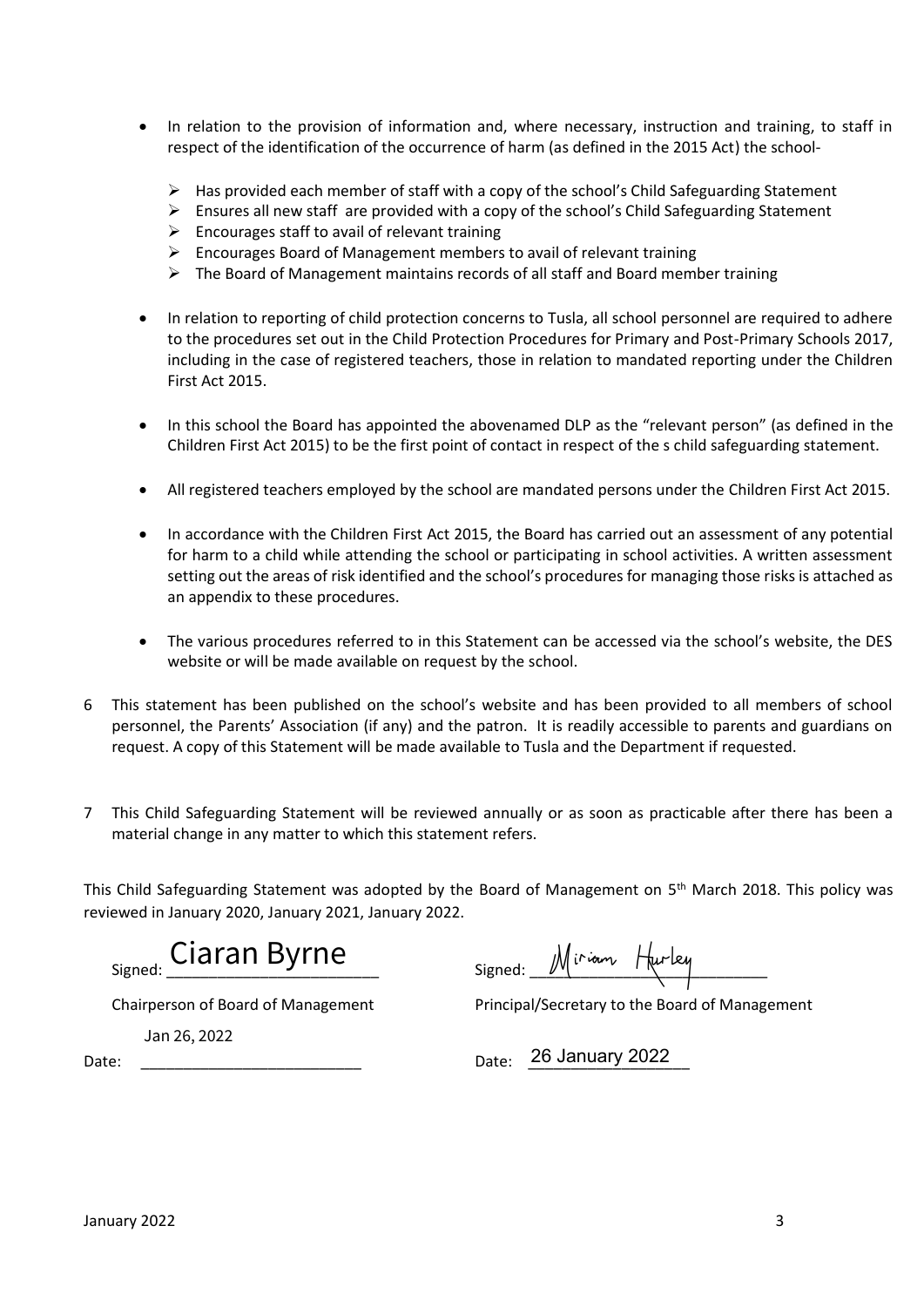- In relation to the provision of information and, where necessary, instruction and training, to staff in respect of the identification of the occurrence of harm (as defined in the 2015 Act) the school-
  - Has provided each member of staff with a copy of the school's Child Safeguarding Statement
  - Ensures all new staff are provided with a copy of the school's Child Safeguarding Statement
  - Encourages staff to avail of relevant training
  - Encourages Board of Management members to avail of relevant training
  - The Board of Management maintains records of all staff and Board member training
- In relation to reporting of child protection concerns to Tusla, all school personnel are required to adhere to the procedures set out in the Child Protection Procedures for Primary and Post-Primary Schools 2017, including in the case of registered teachers, those in relation to mandated reporting under the Children First Act 2015.
- In this school the Board has appointed the abovenamed DLP as the "relevant person" (as defined in the Children First Act 2015) to be the first point of contact in respect of the s child safeguarding statement.
- All registered teachers employed by the school are mandated persons under the Children First Act 2015.
- In accordance with the Children First Act 2015, the Board has carried out an assessment of any potential for harm to a child while attending the school or participating in school activities. A written assessment setting out the areas of risk identified and the school's procedures for managing those risks is attached as an appendix to these procedures.
- The various procedures referred to in this Statement can be accessed via the school's website, the DES website or will be made available on request by the school.

6 This statement has been published on the school's website and has been provided to all members of school personnel, the Parents' Association (if any) and the patron. It is readily accessible to parents and guardians on request. A copy of this Statement will be made available to Tusla and the Department if requested.

7 This Child Safeguarding Statement will be reviewed annually or as soon as practicable after there has been a material change in any matter to which this statement refers.

This Child Safeguarding Statement was adopted by the Board of Management on 5th March 2018. This policy was reviewed in January 2020, January 2021, January 2022.

Signed: Ciaran Byrne

Chairperson of Board of Management

Date: Jan 26, 2022

Signed: Miriam Hurley

Principal/Secretary to the Board of Management

Date: 26 January 2022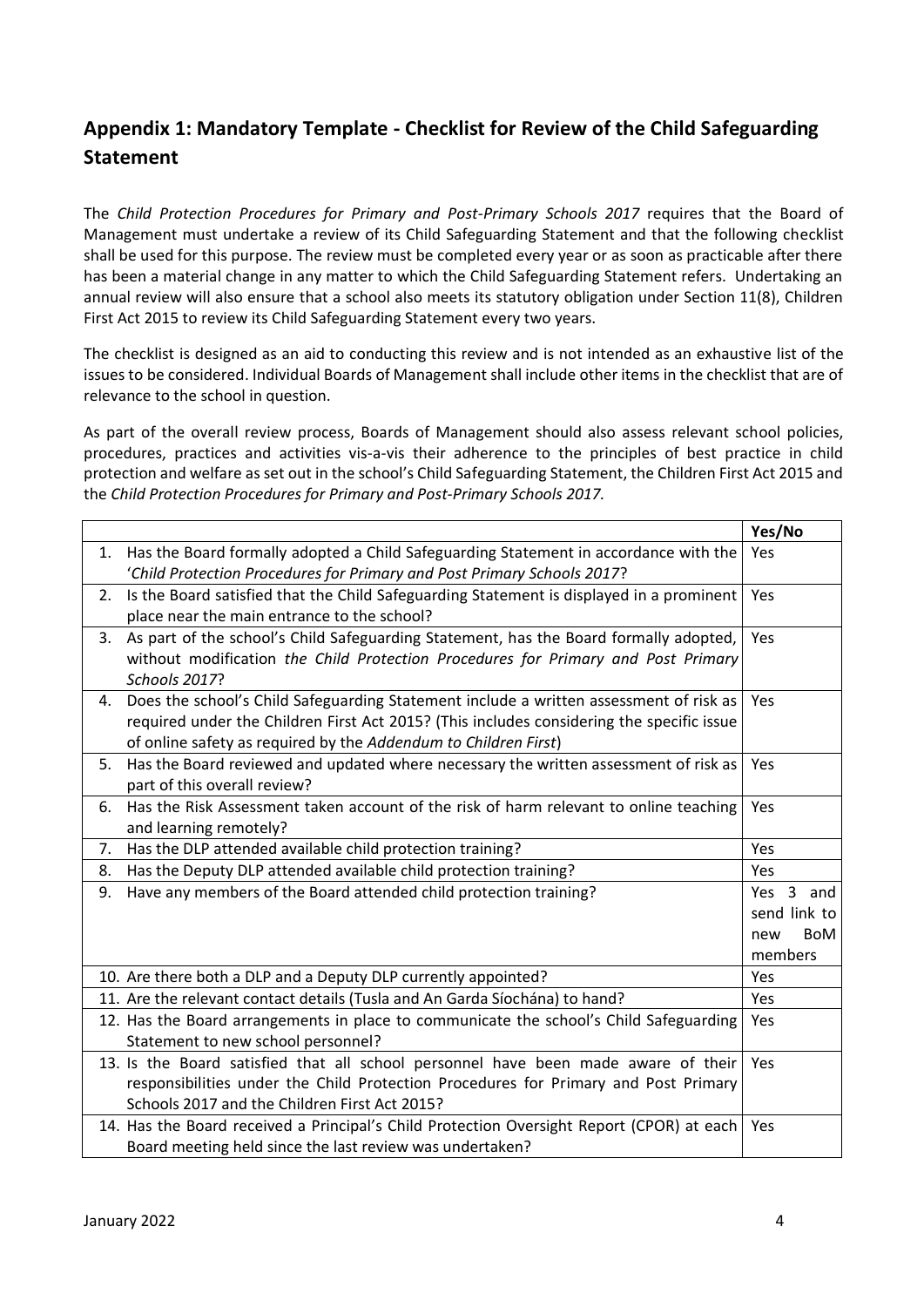## Appendix 1: Mandatory Template - Checklist for Review of the Child Safeguarding Statement

The *Child Protection Procedures for Primary and Post-Primary Schools 2017* requires that the Board of Management must undertake a review of its Child Safeguarding Statement and that the following checklist shall be used for this purpose. The review must be completed every year or as soon as practicable after there has been a material change in any matter to which the Child Safeguarding Statement refers. Undertaking an annual review will also ensure that a school also meets its statutory obligation under Section 11(8), Children First Act 2015 to review its Child Safeguarding Statement every two years.

The checklist is designed as an aid to conducting this review and is not intended as an exhaustive list of the issues to be considered. Individual Boards of Management shall include other items in the checklist that are of relevance to the school in question.

As part of the overall review process, Boards of Management should also assess relevant school policies, procedures, practices and activities vis-a-vis their adherence to the principles of best practice in child protection and welfare as set out in the school's Child Safeguarding Statement, the Children First Act 2015 and the *Child Protection Procedures for Primary and Post-Primary Schools 2017.*

| | Yes/No |
|---|---|
| 1. Has the Board formally adopted a Child Safeguarding Statement in accordance with the '*Child Protection Procedures for Primary and Post Primary Schools 2017*? | Yes |
| 2. Is the Board satisfied that the Child Safeguarding Statement is displayed in a prominent place near the main entrance to the school? | Yes |
| 3. As part of the school's Child Safeguarding Statement, has the Board formally adopted, without modification *the Child Protection Procedures for Primary and Post Primary Schools 2017*? | Yes |
| 4. Does the school's Child Safeguarding Statement include a written assessment of risk as required under the Children First Act 2015? (This includes considering the specific issue of online safety as required by the *Addendum to Children First*) | Yes |
| 5. Has the Board reviewed and updated where necessary the written assessment of risk as part of this overall review? | Yes |
| 6. Has the Risk Assessment taken account of the risk of harm relevant to online teaching and learning remotely? | Yes |
| 7. Has the DLP attended available child protection training? | Yes |
| 8. Has the Deputy DLP attended available child protection training? | Yes |
| 9. Have any members of the Board attended child protection training? | Yes 3 and send link to new BoM members |
| 10. Are there both a DLP and a Deputy DLP currently appointed? | Yes |
| 11. Are the relevant contact details (Tusla and An Garda Síochána) to hand? | Yes |
| 12. Has the Board arrangements in place to communicate the school's Child Safeguarding Statement to new school personnel? | Yes |
| 13. Is the Board satisfied that all school personnel have been made aware of their responsibilities under the Child Protection Procedures for Primary and Post Primary Schools 2017 and the Children First Act 2015? | Yes |
| 14. Has the Board received a Principal's Child Protection Oversight Report (CPOR) at each Board meeting held since the last review was undertaken? | Yes |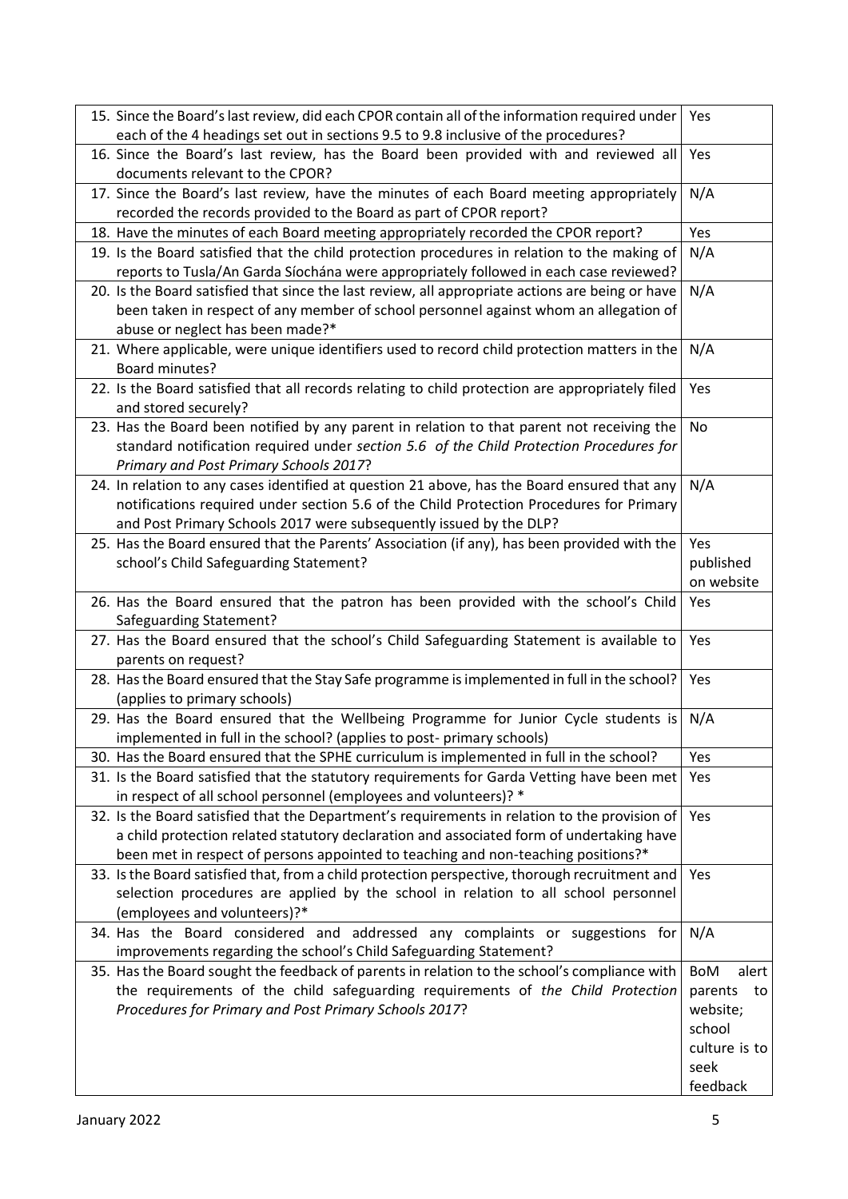| | |
|---|---|
| 15. Since the Board's last review, did each CPOR contain all of the information required under each of the 4 headings set out in sections 9.5 to 9.8 inclusive of the procedures? | Yes |
| 16. Since the Board's last review, has the Board been provided with and reviewed all documents relevant to the CPOR? | Yes |
| 17. Since the Board's last review, have the minutes of each Board meeting appropriately recorded the records provided to the Board as part of CPOR report? | N/A |
| 18. Have the minutes of each Board meeting appropriately recorded the CPOR report? | Yes |
| 19. Is the Board satisfied that the child protection procedures in relation to the making of reports to Tusla/An Garda Síochána were appropriately followed in each case reviewed? | N/A |
| 20. Is the Board satisfied that since the last review, all appropriate actions are being or have been taken in respect of any member of school personnel against whom an allegation of abuse or neglect has been made?* | N/A |
| 21. Where applicable, were unique identifiers used to record child protection matters in the Board minutes? | N/A |
| 22. Is the Board satisfied that all records relating to child protection are appropriately filed and stored securely? | Yes |
| 23. Has the Board been notified by any parent in relation to that parent not receiving the standard notification required under *section 5.6 of the Child Protection Procedures for Primary and Post Primary Schools 2017*? | No |
| 24. In relation to any cases identified at question 21 above, has the Board ensured that any notifications required under section 5.6 of the Child Protection Procedures for Primary and Post Primary Schools 2017 were subsequently issued by the DLP? | N/A |
| 25. Has the Board ensured that the Parents' Association (if any), has been provided with the school's Child Safeguarding Statement? | Yes published on website |
| 26. Has the Board ensured that the patron has been provided with the school's Child Safeguarding Statement? | Yes |
| 27. Has the Board ensured that the school's Child Safeguarding Statement is available to parents on request? | Yes |
| 28. Has the Board ensured that the Stay Safe programme is implemented in full in the school? (applies to primary schools) | Yes |
| 29. Has the Board ensured that the Wellbeing Programme for Junior Cycle students is implemented in full in the school? (applies to post- primary schools) | N/A |
| 30. Has the Board ensured that the SPHE curriculum is implemented in full in the school? | Yes |
| 31. Is the Board satisfied that the statutory requirements for Garda Vetting have been met in respect of all school personnel (employees and volunteers)? * | Yes |
| 32. Is the Board satisfied that the Department's requirements in relation to the provision of a child protection related statutory declaration and associated form of undertaking have been met in respect of persons appointed to teaching and non-teaching positions?* | Yes |
| 33. Is the Board satisfied that, from a child protection perspective, thorough recruitment and selection procedures are applied by the school in relation to all school personnel (employees and volunteers)?* | Yes |
| 34. Has the Board considered and addressed any complaints or suggestions for improvements regarding the school's Child Safeguarding Statement? | N/A |
| 35. Has the Board sought the feedback of parents in relation to the school's compliance with the requirements of the child safeguarding requirements of *the Child Protection Procedures for Primary and Post Primary Schools 2017*? | BoM alert parents to website; school culture is to seek feedback |

January 2022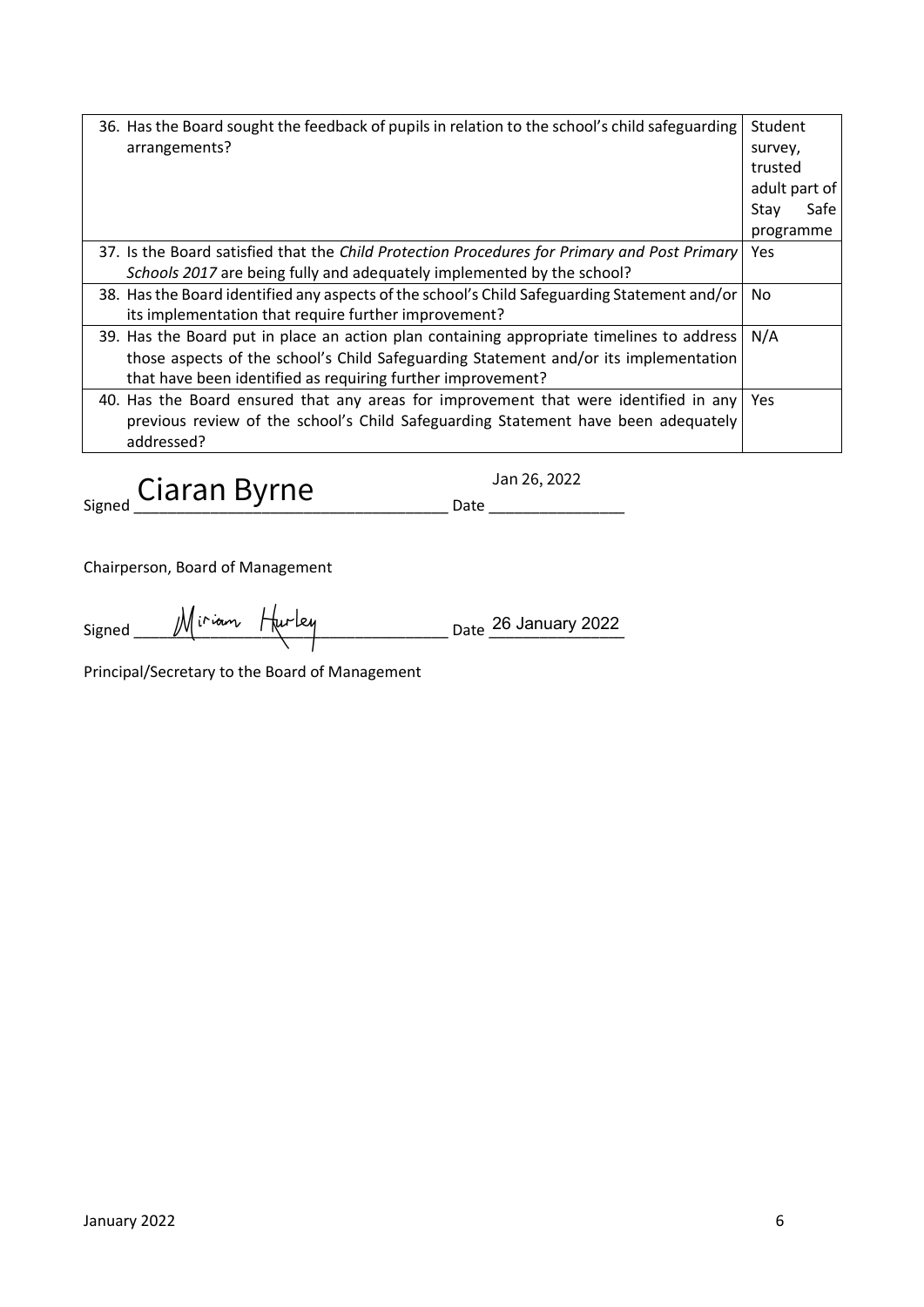| | |
|---|---|
| 36. Has the Board sought the feedback of pupils in relation to the school's child safeguarding arrangements? | Student survey, trusted adult part of Stay Safe programme |
| 37. Is the Board satisfied that the *Child Protection Procedures for Primary and Post Primary Schools 2017* are being fully and adequately implemented by the school? | Yes |
| 38. Has the Board identified any aspects of the school's Child Safeguarding Statement and/or its implementation that require further improvement? | No |
| 39. Has the Board put in place an action plan containing appropriate timelines to address those aspects of the school's Child Safeguarding Statement and/or its implementation that have been identified as requiring further improvement? | N/A |
| 40. Has the Board ensured that any areas for improvement that were identified in any previous review of the school's Child Safeguarding Statement have been adequately addressed? | Yes |

Signed Ciaran Byrne Date Jan 26, 2022

Chairperson, Board of Management

Signed Miriam Hurley Date 26 January 2022

Principal/Secretary to the Board of Management

January 2022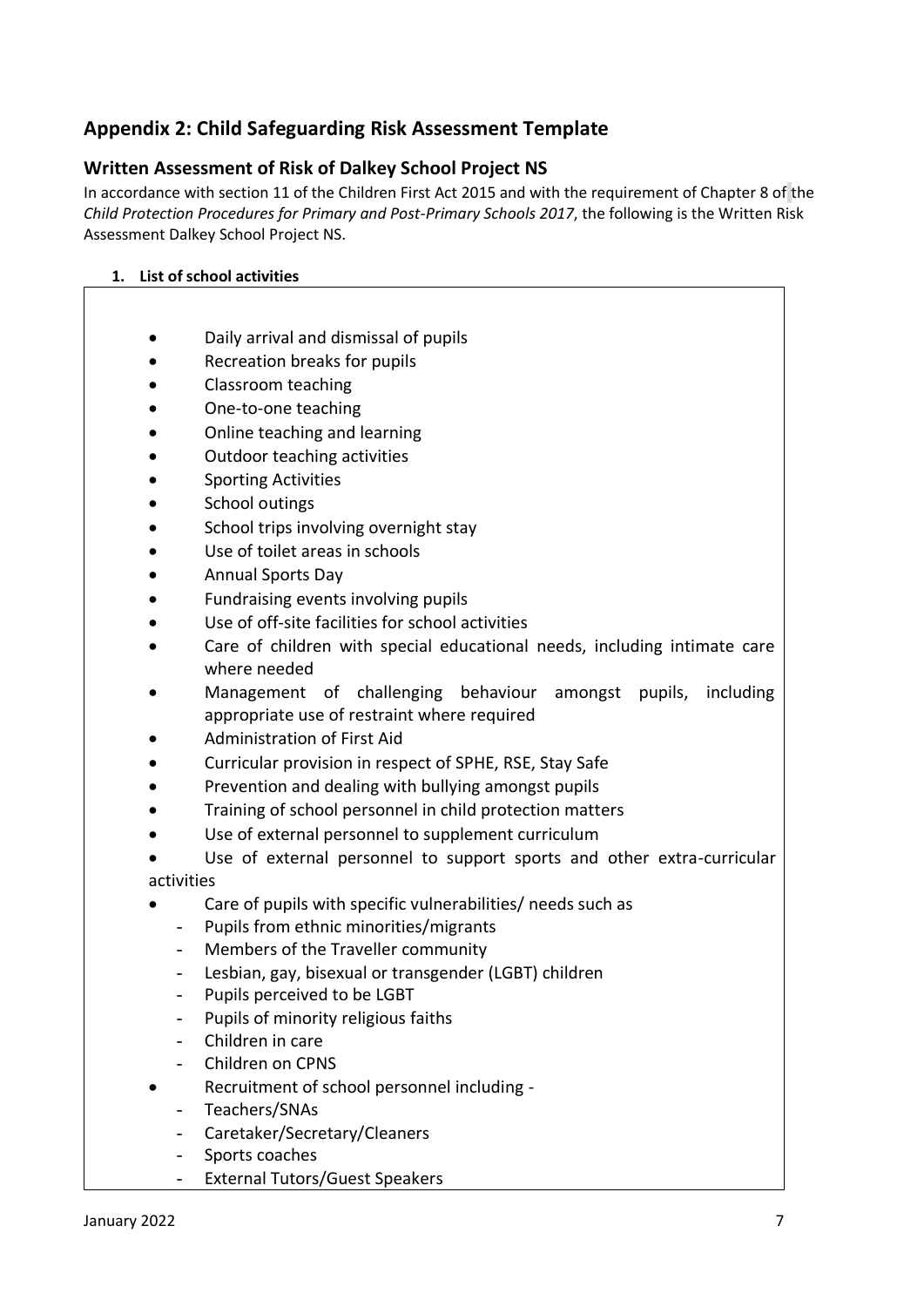## Appendix 2: Child Safeguarding Risk Assessment Template

### Written Assessment of Risk of Dalkey School Project NS

In accordance with section 11 of the Children First Act 2015 and with the requirement of Chapter 8 of the *Child Protection Procedures for Primary and Post-Primary Schools 2017*, the following is the Written Risk Assessment Dalkey School Project NS.

**1. List of school activities**

- Daily arrival and dismissal of pupils
- Recreation breaks for pupils
- Classroom teaching
- One-to-one teaching
- Online teaching and learning
- Outdoor teaching activities
- Sporting Activities
- School outings
- School trips involving overnight stay
- Use of toilet areas in schools
- Annual Sports Day
- Fundraising events involving pupils
- Use of off-site facilities for school activities
- Care of children with special educational needs, including intimate care where needed
- Management of challenging behaviour amongst pupils, including appropriate use of restraint where required
- Administration of First Aid
- Curricular provision in respect of SPHE, RSE, Stay Safe
- Prevention and dealing with bullying amongst pupils
- Training of school personnel in child protection matters
- Use of external personnel to supplement curriculum
- Use of external personnel to support sports and other extra-curricular activities
- Care of pupils with specific vulnerabilities/ needs such as
  - Pupils from ethnic minorities/migrants
  - Members of the Traveller community
  - Lesbian, gay, bisexual or transgender (LGBT) children
  - Pupils perceived to be LGBT
  - Pupils of minority religious faiths
  - Children in care
  - Children on CPNS
- Recruitment of school personnel including -
  - Teachers/SNAs
  - Caretaker/Secretary/Cleaners
  - Sports coaches
  - External Tutors/Guest Speakers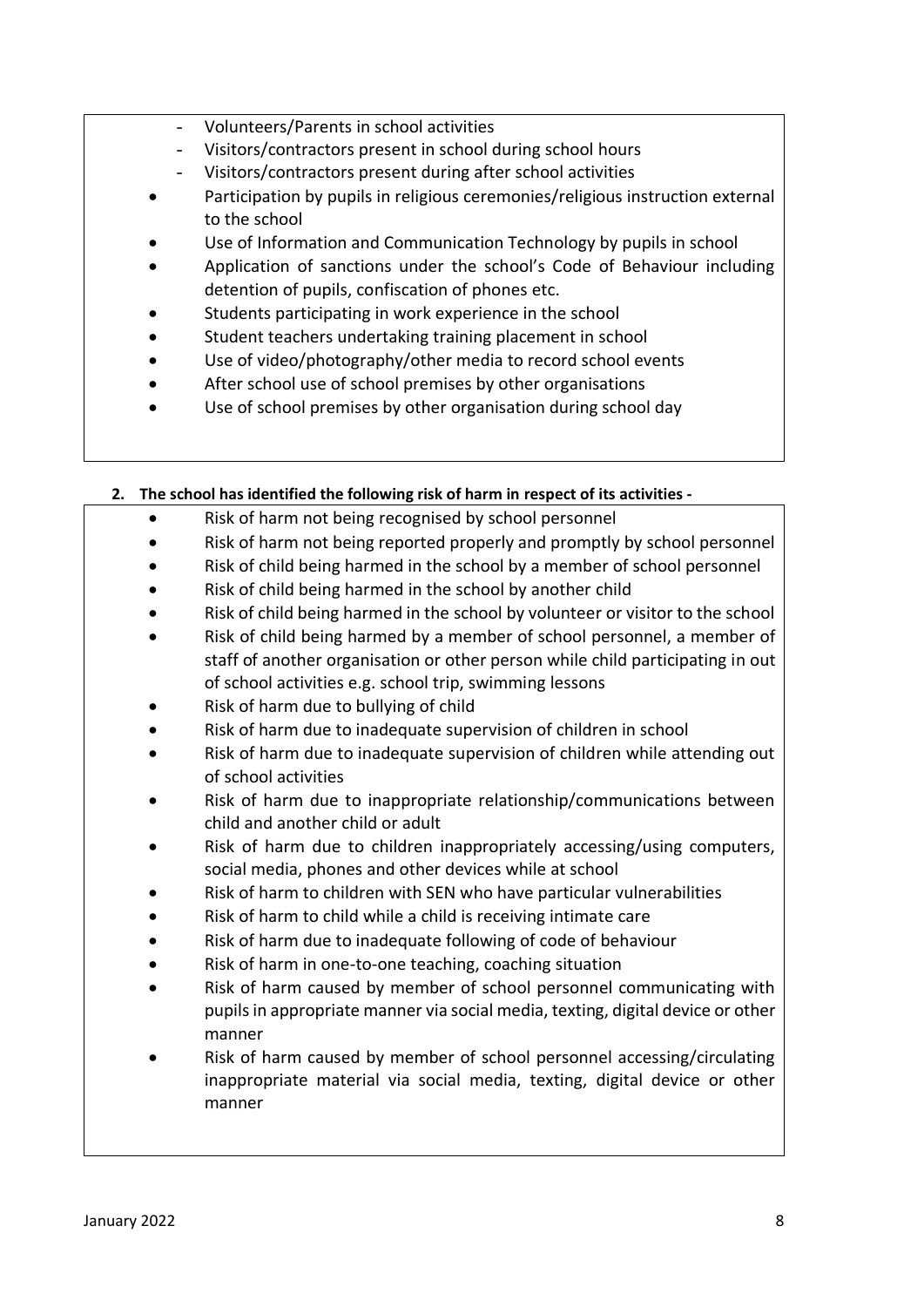- Volunteers/Parents in school activities
- Visitors/contractors present in school during school hours
- Visitors/contractors present during after school activities

- Participation by pupils in religious ceremonies/religious instruction external to the school
- Use of Information and Communication Technology by pupils in school
- Application of sanctions under the school's Code of Behaviour including detention of pupils, confiscation of phones etc.
- Students participating in work experience in the school
- Student teachers undertaking training placement in school
- Use of video/photography/other media to record school events
- After school use of school premises by other organisations
- Use of school premises by other organisation during school day

**2. The school has identified the following risk of harm in respect of its activities -**

- Risk of harm not being recognised by school personnel
- Risk of harm not being reported properly and promptly by school personnel
- Risk of child being harmed in the school by a member of school personnel
- Risk of child being harmed in the school by another child
- Risk of child being harmed in the school by volunteer or visitor to the school
- Risk of child being harmed by a member of school personnel, a member of staff of another organisation or other person while child participating in out of school activities e.g. school trip, swimming lessons
- Risk of harm due to bullying of child
- Risk of harm due to inadequate supervision of children in school
- Risk of harm due to inadequate supervision of children while attending out of school activities
- Risk of harm due to inappropriate relationship/communications between child and another child or adult
- Risk of harm due to children inappropriately accessing/using computers, social media, phones and other devices while at school
- Risk of harm to children with SEN who have particular vulnerabilities
- Risk of harm to child while a child is receiving intimate care
- Risk of harm due to inadequate following of code of behaviour
- Risk of harm in one-to-one teaching, coaching situation
- Risk of harm caused by member of school personnel communicating with pupils in appropriate manner via social media, texting, digital device or other manner
- Risk of harm caused by member of school personnel accessing/circulating inappropriate material via social media, texting, digital device or other manner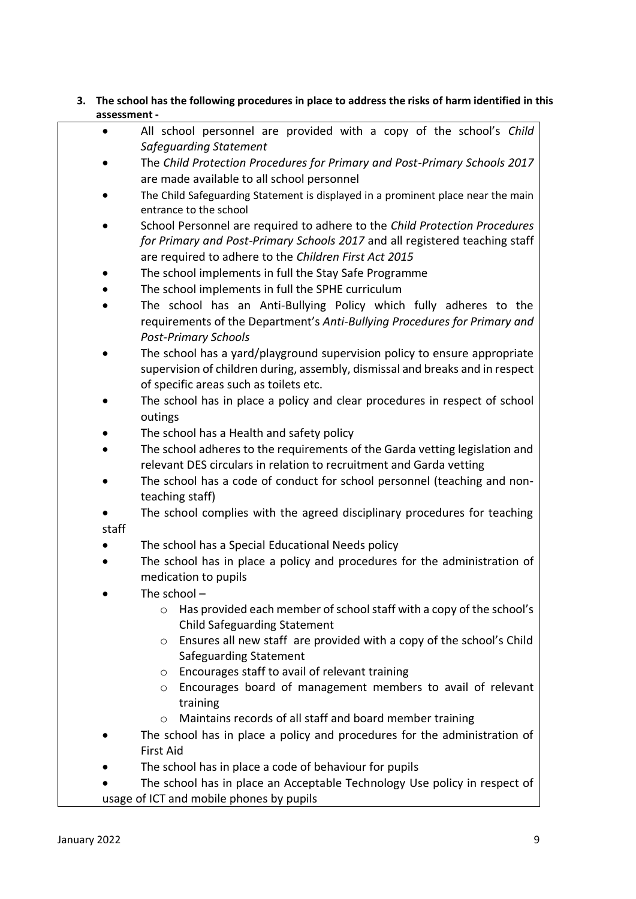3. **The school has the following procedures in place to address the risks of harm identified in this assessment -**

- All school personnel are provided with a copy of the school's *Child Safeguarding Statement*
- The *Child Protection Procedures for Primary and Post-Primary Schools 2017* are made available to all school personnel
- The Child Safeguarding Statement is displayed in a prominent place near the main entrance to the school
- School Personnel are required to adhere to the *Child Protection Procedures for Primary and Post-Primary Schools 2017* and all registered teaching staff are required to adhere to the *Children First Act 2015*
- The school implements in full the Stay Safe Programme
- The school implements in full the SPHE curriculum
- The school has an Anti-Bullying Policy which fully adheres to the requirements of the Department's *Anti-Bullying Procedures for Primary and Post-Primary Schools*
- The school has a yard/playground supervision policy to ensure appropriate supervision of children during, assembly, dismissal and breaks and in respect of specific areas such as toilets etc.
- The school has in place a policy and clear procedures in respect of school outings
- The school has a Health and safety policy
- The school adheres to the requirements of the Garda vetting legislation and relevant DES circulars in relation to recruitment and Garda vetting
- The school has a code of conduct for school personnel (teaching and non-teaching staff)
- The school complies with the agreed disciplinary procedures for teaching staff
- The school has a Special Educational Needs policy
- The school has in place a policy and procedures for the administration of medication to pupils
- The school –
  - Has provided each member of school staff with a copy of the school's Child Safeguarding Statement
  - Ensures all new staff are provided with a copy of the school's Child Safeguarding Statement
  - Encourages staff to avail of relevant training
  - Encourages board of management members to avail of relevant training
  - Maintains records of all staff and board member training
- The school has in place a policy and procedures for the administration of First Aid
- The school has in place a code of behaviour for pupils
- The school has in place an Acceptable Technology Use policy in respect of usage of ICT and mobile phones by pupils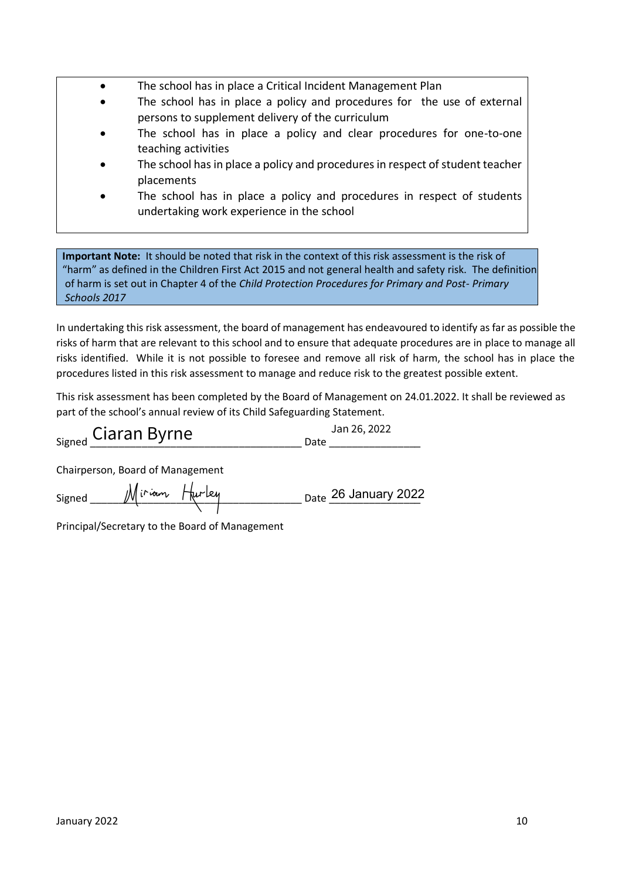- The school has in place a Critical Incident Management Plan
- The school has in place a policy and procedures for the use of external persons to supplement delivery of the curriculum
- The school has in place a policy and clear procedures for one-to-one teaching activities
- The school has in place a policy and procedures in respect of student teacher placements
- The school has in place a policy and procedures in respect of students undertaking work experience in the school

**Important Note:** It should be noted that risk in the context of this risk assessment is the risk of "harm" as defined in the Children First Act 2015 and not general health and safety risk. The definition of harm is set out in Chapter 4 of the *Child Protection Procedures for Primary and Post- Primary Schools 2017*

In undertaking this risk assessment, the board of management has endeavoured to identify as far as possible the risks of harm that are relevant to this school and to ensure that adequate procedures are in place to manage all risks identified. While it is not possible to foresee and remove all risk of harm, the school has in place the procedures listed in this risk assessment to manage and reduce risk to the greatest possible extent.

This risk assessment has been completed by the Board of Management on 24.01.2022. It shall be reviewed as part of the school's annual review of its Child Safeguarding Statement.

Signed Ciaran Byrne Date Jan 26, 2022

Chairperson, Board of Management

Signed Miriam Hurley Date 26 January 2022

Principal/Secretary to the Board of Management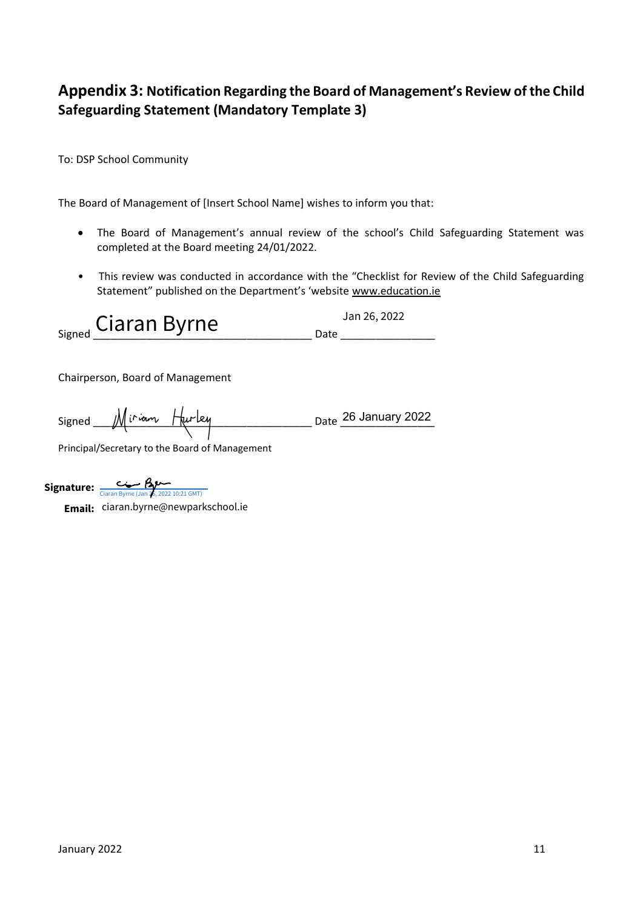## Appendix 3: Notification Regarding the Board of Management's Review of the Child Safeguarding Statement (Mandatory Template 3)

To: DSP School Community

The Board of Management of [Insert School Name] wishes to inform you that:

- The Board of Management's annual review of the school's Child Safeguarding Statement was completed at the Board meeting 24/01/2022.
- This review was conducted in accordance with the "Checklist for Review of the Child Safeguarding Statement" published on the Department's 'website www.education.ie

Signed Ciaran Byrne Date Jan 26, 2022

Chairperson, Board of Management

Signed Miriam Hurley Date 26 January 2022

Principal/Secretary to the Board of Management

**Signature:** Ciaran Byrne (Jan 26, 2022 10:21 GMT)

**Email:** ciaran.byrne@newparkschool.ie

January 2022